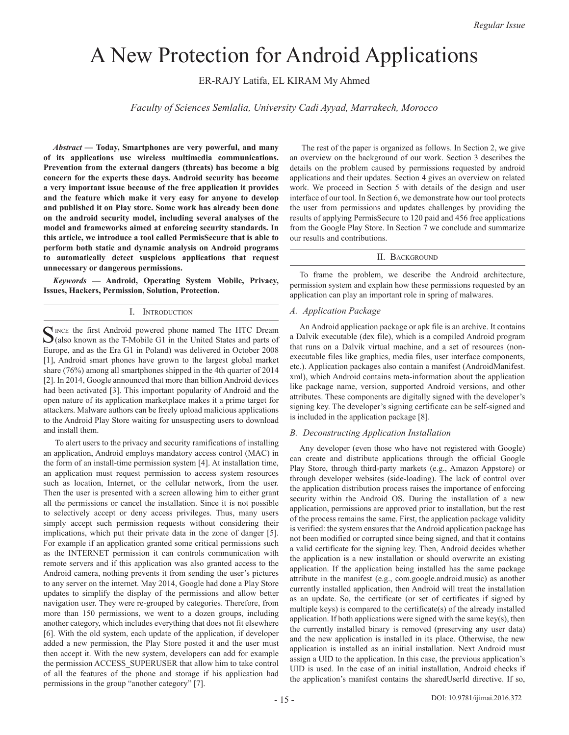# A New Protection for Android Applications

ER-RAJY Latifa, EL KIRAM My Ahmed

*Faculty of Sciences Semlalia, University Cadi Ayyad, Marrakech, Morocco*

***Abstract* — Today, Smartphones are very powerful, and many of its applications use wireless multimedia communications. Prevention from the external dangers (threats) has become a big concern for the experts these days. Android security has become a very important issue because of the free application it provides and the feature which make it very easy for anyone to develop and published it on Play store. Some work has already been done on the android security model, including several analyses of the model and frameworks aimed at enforcing security standards. In this article, we introduce a tool called PermisSecure that is able to perform both static and dynamic analysis on Android programs to automatically detect suspicious applications that request unnecessary or dangerous permissions.**

***Keywords* — Android, Operating System Mobile, Privacy, Issues, Hackers, Permission, Solution, Protection.**

## I. Introduction

Since the first Android powered phone named The HTC Dream (also known as the T-Mobile G1 in the United States and parts of Europe, and as the Era G1 in Poland) was delivered in October 2008 [1], Android smart phones have grown to the largest global market share (76%) among all smartphones shipped in the 4th quarter of 2014 [2]. In 2014, Google announced that more than billion Android devices had been activated [3]. This important popularity of Android and the open nature of its application marketplace makes it a prime target for attackers. Malware authors can be freely upload malicious applications to the Android Play Store waiting for unsuspecting users to download and install them.

To alert users to the privacy and security ramifications of installing an application, Android employs mandatory access control (MAC) in the form of an install-time permission system [4]. At installation time, an application must request permission to access system resources such as location, Internet, or the cellular network, from the user. Then the user is presented with a screen allowing him to either grant all the permissions or cancel the installation. Since it is not possible to selectively accept or deny access privileges. Thus, many users simply accept such permission requests without considering their implications, which put their private data in the zone of danger [5]. For example if an application granted some critical permissions such as the INTERNET permission it can controls communication with remote servers and if this application was also granted access to the Android camera, nothing prevents it from sending the user's pictures to any server on the internet. May 2014, Google had done a Play Store updates to simplify the display of the permissions and allow better navigation user. They were re-grouped by categories. Therefore, from more than 150 permissions, we went to a dozen groups, including another category, which includes everything that does not fit elsewhere [6]. With the old system, each update of the application, if developer added a new permission, the Play Store posted it and the user must then accept it. With the new system, developers can add for example the permission ACCESS_SUPERUSER that allow him to take control of all the features of the phone and storage if his application had permissions in the group "another category" [7].

The rest of the paper is organized as follows. In Section 2, we give an overview on the background of our work. Section 3 describes the details on the problem caused by permissions requested by android applications and their updates. Section 4 gives an overview on related work. We proceed in Section 5 with details of the design and user interface of our tool. In Section 6, we demonstrate how our tool protects the user from permissions and updates challenges by providing the results of applying PermisSecure to 120 paid and 456 free applications from the Google Play Store. In Section 7 we conclude and summarize our results and contributions.

## II. Background

To frame the problem, we describe the Android architecture, permission system and explain how these permissions requested by an application can play an important role in spring of malwares.

### A. Application Package

An Android application package or apk file is an archive. It contains a Dalvik executable (dex file), which is a compiled Android program that runs on a Dalvik virtual machine, and a set of resources (non-executable files like graphics, media files, user interface components, etc.). Application packages also contain a manifest (AndroidManifest.xml), which Android contains meta-information about the application like package name, version, supported Android versions, and other attributes. These components are digitally signed with the developer's signing key. The developer's signing certificate can be self-signed and is included in the application package [8].

### B. Deconstructing Application Installation

Any developer (even those who have not registered with Google) can create and distribute applications through the official Google Play Store, through third-party markets (e.g., Amazon Appstore) or through developer websites (side-loading). The lack of control over the application distribution process raises the importance of enforcing security within the Android OS. During the installation of a new application, permissions are approved prior to installation, but the rest of the process remains the same. First, the application package validity is verified: the system ensures that the Android application package has not been modified or corrupted since being signed, and that it contains a valid certificate for the signing key. Then, Android decides whether the application is a new installation or should overwrite an existing application. If the application being installed has the same package attribute in the manifest (e.g., com.google.android.music) as another currently installed application, then Android will treat the installation as an update. So, the certificate (or set of certificates if signed by multiple keys) is compared to the certificate(s) of the already installed application. If both applications were signed with the same key(s), then the currently installed binary is removed (preserving any user data) and the new application is installed in its place. Otherwise, the new application is installed as an initial installation. Next Android must assign a UID to the application. In this case, the previous application's UID is used. In the case of an initial installation, Android checks if the application's manifest contains the sharedUserId directive. If so,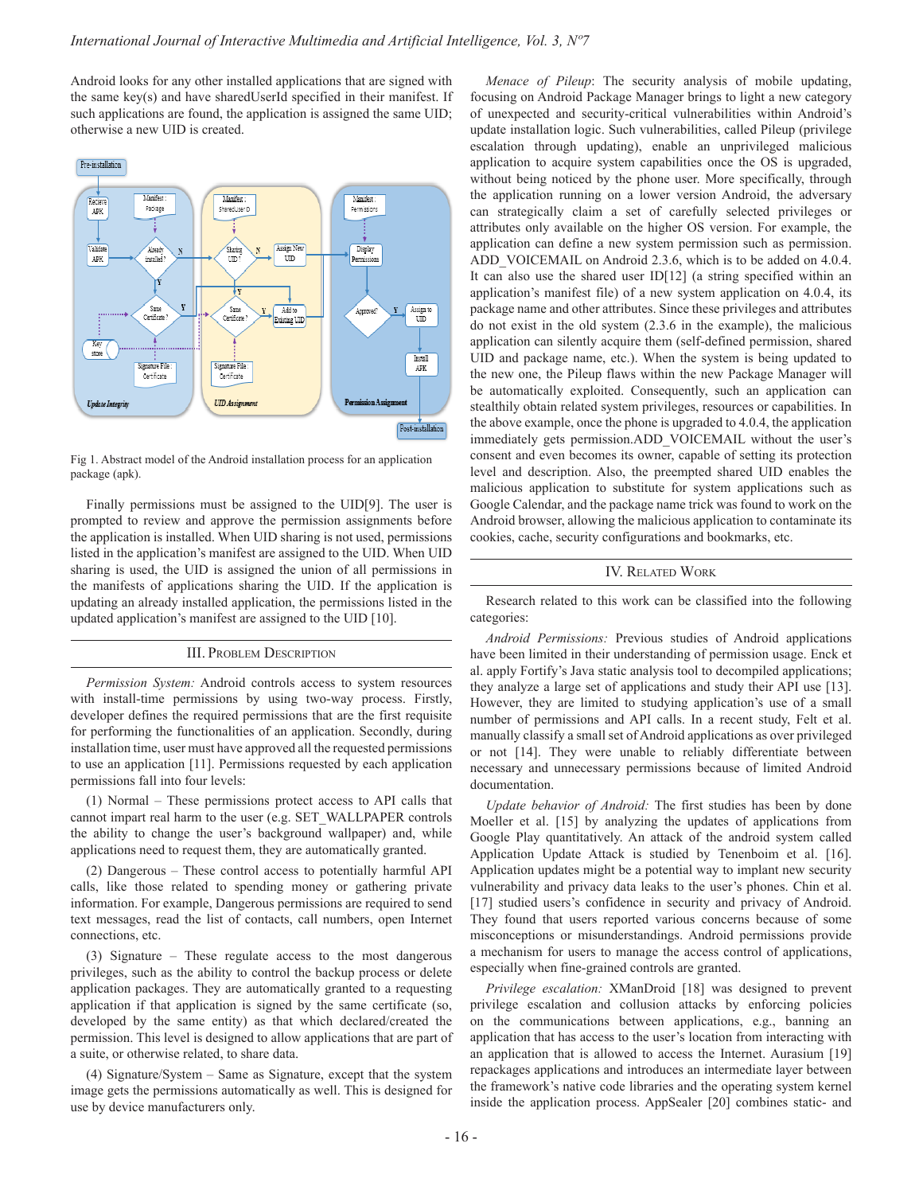Android looks for any other installed applications that are signed with the same key(s) and have sharedUserId specified in their manifest. If such applications are found, the application is assigned the same UID; otherwise a new UID is created.

Fig 1. Abstract model of the Android installation process for an application package (apk).

Finally permissions must be assigned to the UID[9]. The user is prompted to review and approve the permission assignments before the application is installed. When UID sharing is not used, permissions listed in the application's manifest are assigned to the UID. When UID sharing is used, the UID is assigned the union of all permissions in the manifests of applications sharing the UID. If the application is updating an already installed application, the permissions listed in the updated application's manifest are assigned to the UID [10].

## III. Problem Description

*Permission System:* Android controls access to system resources with install-time permissions by using two-way process. Firstly, developer defines the required permissions that are the first requisite for performing the functionalities of an application. Secondly, during installation time, user must have approved all the requested permissions to use an application [11]. Permissions requested by each application permissions fall into four levels:

(1) Normal – These permissions protect access to API calls that cannot impart real harm to the user (e.g. SET_WALLPAPER controls the ability to change the user's background wallpaper) and, while applications need to request them, they are automatically granted.

(2) Dangerous – These control access to potentially harmful API calls, like those related to spending money or gathering private information. For example, Dangerous permissions are required to send text messages, read the list of contacts, call numbers, open Internet connections, etc.

(3) Signature – These regulate access to the most dangerous privileges, such as the ability to control the backup process or delete application packages. They are automatically granted to a requesting application if that application is signed by the same certificate (so, developed by the same entity) as that which declared/created the permission. This level is designed to allow applications that are part of a suite, or otherwise related, to share data.

(4) Signature/System – Same as Signature, except that the system image gets the permissions automatically as well. This is designed for use by device manufacturers only.

*Menace of Pileup*: The security analysis of mobile updating, focusing on Android Package Manager brings to light a new category of unexpected and security-critical vulnerabilities within Android's update installation logic. Such vulnerabilities, called Pileup (privilege escalation through updating), enable an unprivileged malicious application to acquire system capabilities once the OS is upgraded, without being noticed by the phone user. More specifically, through the application running on a lower version Android, the adversary can strategically claim a set of carefully selected privileges or attributes only available on the higher OS version. For example, the application can define a new system permission such as permission. ADD_VOICEMAIL on Android 2.3.6, which is to be added on 4.0.4. It can also use the shared user ID[12] (a string specified within an application's manifest file) of a new system application on 4.0.4, its package name and other attributes. Since these privileges and attributes do not exist in the old system (2.3.6 in the example), the malicious application can silently acquire them (self-defined permission, shared UID and package name, etc.). When the system is being updated to the new one, the Pileup flaws within the new Package Manager will be automatically exploited. Consequently, such an application can stealthily obtain related system privileges, resources or capabilities. In the above example, once the phone is upgraded to 4.0.4, the application immediately gets permission.ADD_VOICEMAIL without the user's consent and even becomes its owner, capable of setting its protection level and description. Also, the preempted shared UID enables the malicious application to substitute for system applications such as Google Calendar, and the package name trick was found to work on the Android browser, allowing the malicious application to contaminate its cookies, cache, security configurations and bookmarks, etc.

## IV. Related Work

Research related to this work can be classified into the following categories:

*Android Permissions:* Previous studies of Android applications have been limited in their understanding of permission usage. Enck et al. apply Fortify's Java static analysis tool to decompiled applications; they analyze a large set of applications and study their API use [13]. However, they are limited to studying application's use of a small number of permissions and API calls. In a recent study, Felt et al. manually classify a small set of Android applications as over privileged or not [14]. They were unable to reliably differentiate between necessary and unnecessary permissions because of limited Android documentation.

*Update behavior of Android:* The first studies has been by done Moeller et al. [15] by analyzing the updates of applications from Google Play quantitatively. An attack of the android system called Application Update Attack is studied by Tenenboim et al. [16]. Application updates might be a potential way to implant new security vulnerability and privacy data leaks to the user's phones. Chin et al. [17] studied users's confidence in security and privacy of Android. They found that users reported various concerns because of some misconceptions or misunderstandings. Android permissions provide a mechanism for users to manage the access control of applications, especially when fine-grained controls are granted.

*Privilege escalation:* XManDroid [18] was designed to prevent privilege escalation and collusion attacks by enforcing policies on the communications between applications, e.g., banning an application that has access to the user's location from interacting with an application that is allowed to access the Internet. Aurasium [19] repackages applications and introduces an intermediate layer between the framework's native code libraries and the operating system kernel inside the application process. AppSealer [20] combines static- and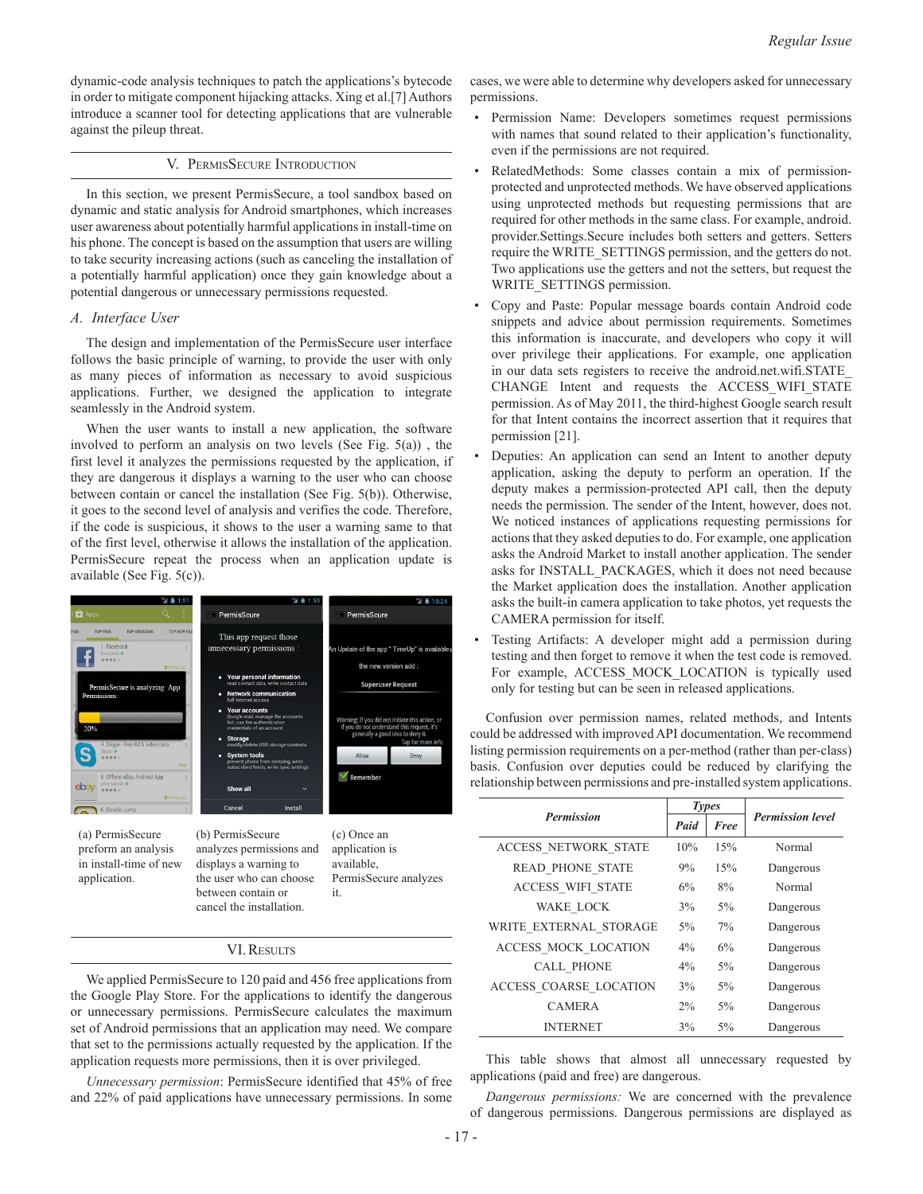dynamic-code analysis techniques to patch the applications's bytecode in order to mitigate component hijacking attacks. Xing et al.[7] Authors introduce a scanner tool for detecting applications that are vulnerable against the pileup threat.

## V. PermisSecure Introduction

In this section, we present PermisSecure, a tool sandbox based on dynamic and static analysis for Android smartphones, which increases user awareness about potentially harmful applications in install-time on his phone. The concept is based on the assumption that users are willing to take security increasing actions (such as canceling the installation of a potentially harmful application) once they gain knowledge about a potential dangerous or unnecessary permissions requested.

### *A. Interface User*

The design and implementation of the PermisSecure user interface follows the basic principle of warning, to provide the user with only as many pieces of information as necessary to avoid suspicious applications. Further, we designed the application to integrate seamlessly in the Android system.

When the user wants to install a new application, the software involved to perform an analysis on two levels (See Fig. 5(a)) , the first level it analyzes the permissions requested by the application, if they are dangerous it displays a warning to the user who can choose between contain or cancel the installation (See Fig. 5(b)). Otherwise, it goes to the second level of analysis and verifies the code. Therefore, if the code is suspicious, it shows to the user a warning same to that of the first level, otherwise it allows the installation of the application. PermisSecure repeat the process when an application update is available (See Fig. 5(c)).

(a) PermisSecure preform an analysis in install-time of new application.

(b) PermisSecure analyzes permissions and displays a warning to the user who can choose between contain or cancel the installation.

(c) Once an application is available, PermisSecure analyzes it.

## VI. Results

We applied PermisSecure to 120 paid and 456 free applications from the Google Play Store. For the applications to identify the dangerous or unnecessary permissions. PermisSecure calculates the maximum set of Android permissions that an application may need. We compare that set to the permissions actually requested by the application. If the application requests more permissions, then it is over privileged.

*Unnecessary permission*: PermisSecure identified that 45% of free and 22% of paid applications have unnecessary permissions. In some cases, we were able to determine why developers asked for unnecessary permissions.

- Permission Name: Developers sometimes request permissions with names that sound related to their application's functionality, even if the permissions are not required.
- RelatedMethods: Some classes contain a mix of permission-protected and unprotected methods. We have observed applications using unprotected methods but requesting permissions that are required for other methods in the same class. For example, android.provider.Settings.Secure includes both setters and getters. Setters require the WRITE_SETTINGS permission, and the getters do not. Two applications use the getters and not the setters, but request the WRITE_SETTINGS permission.
- Copy and Paste: Popular message boards contain Android code snippets and advice about permission requirements. Sometimes this information is inaccurate, and developers who copy it will over privilege their applications. For example, one application in our data sets registers to receive the android.net.wifi.STATE_CHANGE Intent and requests the ACCESS_WIFI_STATE permission. As of May 2011, the third-highest Google search result for that Intent contains the incorrect assertion that it requires that permission [21].
- Deputies: An application can send an Intent to another deputy application, asking the deputy to perform an operation. If the deputy makes a permission-protected API call, then the deputy needs the permission. The sender of the Intent, however, does not. We noticed instances of applications requesting permissions for actions that they asked deputies to do. For example, one application asks the Android Market to install another application. The sender asks for INSTALL_PACKAGES, which it does not need because the Market application does the installation. Another application asks the built-in camera application to take photos, yet requests the CAMERA permission for itself.
- Testing Artifacts: A developer might add a permission during testing and then forget to remove it when the test code is removed. For example, ACCESS_MOCK_LOCATION is typically used only for testing but can be seen in released applications.

Confusion over permission names, related methods, and Intents could be addressed with improved API documentation. We recommend listing permission requirements on a per-method (rather than per-class) basis. Confusion over deputies could be reduced by clarifying the relationship between permissions and pre-installed system applications.

| *Permission* | *Types* | | *Permission level* |
|---|---|---|---|
| | *Paid* | *Free* | |
| ACCESS_NETWORK_STATE | 10% | 15% | Normal |
| READ_PHONE_STATE | 9% | 15% | Dangerous |
| ACCESS_WIFI_STATE | 6% | 8% | Normal |
| WAKE_LOCK | 3% | 5% | Dangerous |
| WRITE_EXTERNAL_STORAGE | 5% | 7% | Dangerous |
| ACCESS_MOCK_LOCATION | 4% | 6% | Dangerous |
| CALL_PHONE | 4% | 5% | Dangerous |
| ACCESS_COARSE_LOCATION | 3% | 5% | Dangerous |
| CAMERA | 2% | 5% | Dangerous |
| INTERNET | 3% | 5% | Dangerous |

This table shows that almost all unnecessary requested by applications (paid and free) are dangerous.

*Dangerous permissions:* We are concerned with the prevalence of dangerous permissions. Dangerous permissions are displayed as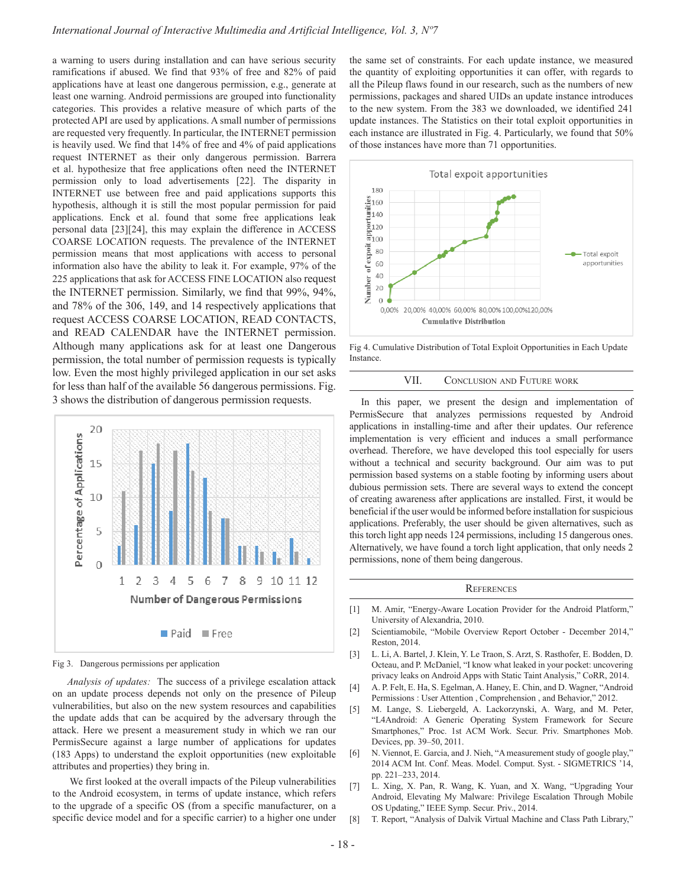a warning to users during installation and can have serious security ramifications if abused. We find that 93% of free and 82% of paid applications have at least one dangerous permission, e.g., generate at least one warning. Android permissions are grouped into functionality categories. This provides a relative measure of which parts of the protected API are used by applications. A small number of permissions are requested very frequently. In particular, the INTERNET permission is heavily used. We find that 14% of free and 4% of paid applications request INTERNET as their only dangerous permission. Barrera et al. hypothesize that free applications often need the INTERNET permission only to load advertisements [22]. The disparity in INTERNET use between free and paid applications supports this hypothesis, although it is still the most popular permission for paid applications. Enck et al. found that some free applications leak personal data [23][24], this may explain the difference in ACCESS COARSE LOCATION requests. The prevalence of the INTERNET permission means that most applications with access to personal information also have the ability to leak it. For example, 97% of the 225 applications that ask for ACCESS FINE LOCATION also request the INTERNET permission. Similarly, we find that 99%, 94%, and 78% of the 306, 149, and 14 respectively applications that request ACCESS COARSE LOCATION, READ CONTACTS, and READ CALENDAR have the INTERNET permission. Although many applications ask for at least one Dangerous permission, the total number of permission requests is typically low. Even the most highly privileged application in our set asks for less than half of the available 56 dangerous permissions. Fig. 3 shows the distribution of dangerous permission requests.

Fig 3. Dangerous permissions per application

*Analysis of updates:* The success of a privilege escalation attack on an update process depends not only on the presence of Pileup vulnerabilities, but also on the new system resources and capabilities the update adds that can be acquired by the adversary through the attack. Here we present a measurement study in which we ran our PermisSecure against a large number of applications for updates (183 Apps) to understand the exploit opportunities (new exploitable attributes and properties) they bring in.

We first looked at the overall impacts of the Pileup vulnerabilities to the Android ecosystem, in terms of update instance, which refers to the upgrade of a specific OS (from a specific manufacturer, on a specific device model and for a specific carrier) to a higher one under the same set of constraints. For each update instance, we measured the quantity of exploiting opportunities it can offer, with regards to all the Pileup flaws found in our research, such as the numbers of new permissions, packages and shared UIDs an update instance introduces to the new system. From the 383 we downloaded, we identified 241 update instances. The Statistics on their total exploit opportunities in each instance are illustrated in Fig. 4. Particularly, we found that 50% of those instances have more than 71 opportunities.

Fig 4. Cumulative Distribution of Total Exploit Opportunities in Each Update Instance.

## VII. Conclusion and Future work

In this paper, we present the design and implementation of PermisSecure that analyzes permissions requested by Android applications in installing-time and after their updates. Our reference implementation is very efficient and induces a small performance overhead. Therefore, we have developed this tool especially for users without a technical and security background. Our aim was to put permission based systems on a stable footing by informing users about dubious permission sets. There are several ways to extend the concept of creating awareness after applications are installed. First, it would be beneficial if the user would be informed before installation for suspicious applications. Preferably, the user should be given alternatives, such as this torch light app needs 124 permissions, including 15 dangerous ones. Alternatively, we have found a torch light application, that only needs 2 permissions, none of them being dangerous.

## References

[1] M. Amir, "Energy-Aware Location Provider for the Android Platform," University of Alexandria, 2010.

[2] Scientiamobile, "Mobile Overview Report October - December 2014," Reston, 2014.

[3] L. Li, A. Bartel, J. Klein, Y. Le Traon, S. Arzt, S. Rasthofer, E. Bodden, D. Octeau, and P. McDaniel, "I know what leaked in your pocket: uncovering privacy leaks on Android Apps with Static Taint Analysis," CoRR, 2014.

[4] A. P. Felt, E. Ha, S. Egelman, A. Haney, E. Chin, and D. Wagner, "Android Permissions : User Attention , Comprehension , and Behavior," 2012.

[5] M. Lange, S. Liebergeld, A. Lackorzynski, A. Warg, and M. Peter, "L4Android: A Generic Operating System Framework for Secure Smartphones," Proc. 1st ACM Work. Secur. Priv. Smartphones Mob. Devices, pp. 39–50, 2011.

[6] N. Viennot, E. Garcia, and J. Nieh, "A measurement study of google play," 2014 ACM Int. Conf. Meas. Model. Comput. Syst. - SIGMETRICS '14, pp. 221–233, 2014.

[7] L. Xing, X. Pan, R. Wang, K. Yuan, and X. Wang, "Upgrading Your Android, Elevating My Malware: Privilege Escalation Through Mobile OS Updating," IEEE Symp. Secur. Priv., 2014.

[8] T. Report, "Analysis of Dalvik Virtual Machine and Class Path Library,"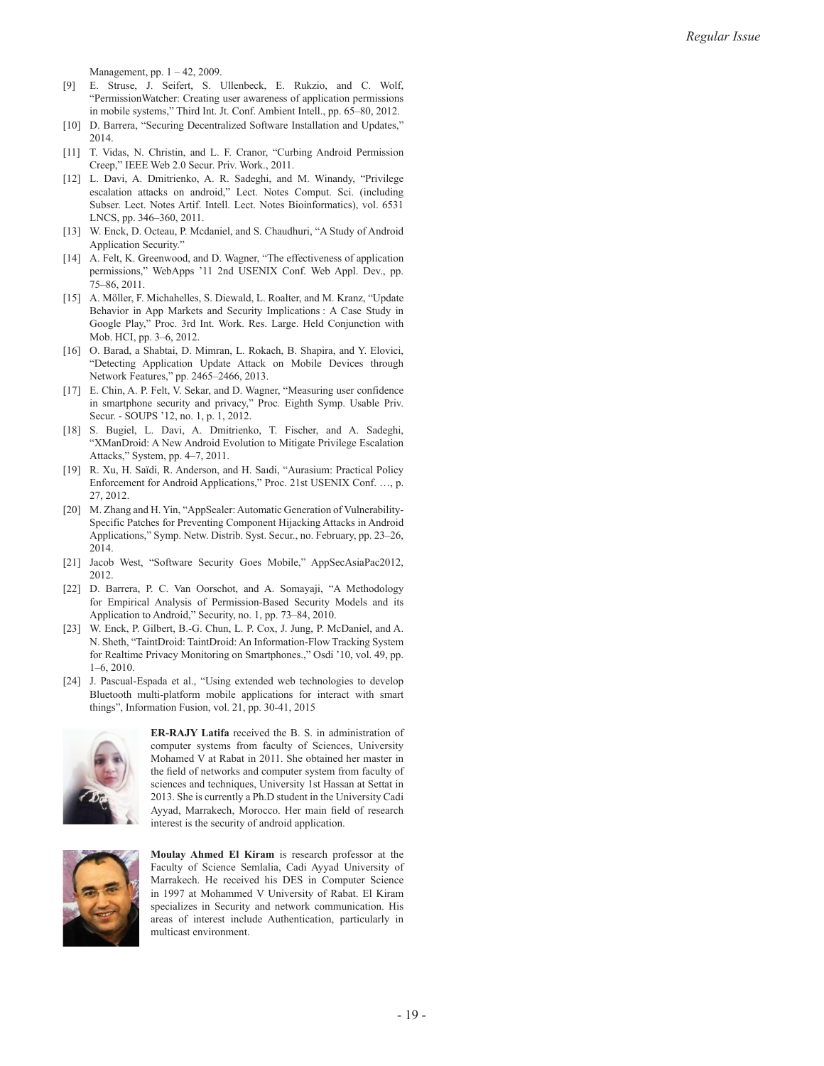Management, pp. 1 – 42, 2009.

[9] E. Struse, J. Seifert, S. Ullenbeck, E. Rukzio, and C. Wolf, "PermissionWatcher: Creating user awareness of application permissions in mobile systems," Third Int. Jt. Conf. Ambient Intell., pp. 65–80, 2012.

[10] D. Barrera, "Securing Decentralized Software Installation and Updates," 2014.

[11] T. Vidas, N. Christin, and L. F. Cranor, "Curbing Android Permission Creep," IEEE Web 2.0 Secur. Priv. Work., 2011.

[12] L. Davi, A. Dmitrienko, A. R. Sadeghi, and M. Winandy, "Privilege escalation attacks on android," Lect. Notes Comput. Sci. (including Subser. Lect. Notes Artif. Intell. Lect. Notes Bioinformatics), vol. 6531 LNCS, pp. 346–360, 2011.

[13] W. Enck, D. Octeau, P. Mcdaniel, and S. Chaudhuri, "A Study of Android Application Security."

[14] A. Felt, K. Greenwood, and D. Wagner, "The effectiveness of application permissions," WebApps '11 2nd USENIX Conf. Web Appl. Dev., pp. 75–86, 2011.

[15] A. Möller, F. Michahelles, S. Diewald, L. Roalter, and M. Kranz, "Update Behavior in App Markets and Security Implications : A Case Study in Google Play," Proc. 3rd Int. Work. Res. Large. Held Conjunction with Mob. HCI, pp. 3–6, 2012.

[16] O. Barad, a Shabtai, D. Mimran, L. Rokach, B. Shapira, and Y. Elovici, "Detecting Application Update Attack on Mobile Devices through Network Features," pp. 2465–2466, 2013.

[17] E. Chin, A. P. Felt, V. Sekar, and D. Wagner, "Measuring user confidence in smartphone security and privacy," Proc. Eighth Symp. Usable Priv. Secur. - SOUPS '12, no. 1, p. 1, 2012.

[18] S. Bugiel, L. Davi, A. Dmitrienko, T. Fischer, and A. Sadeghi, "XManDroid: A New Android Evolution to Mitigate Privilege Escalation Attacks," System, pp. 4–7, 2011.

[19] R. Xu, H. Saïdi, R. Anderson, and H. Saıdi, "Aurasium: Practical Policy Enforcement for Android Applications," Proc. 21st USENIX Conf. …, p. 27, 2012.

[20] M. Zhang and H. Yin, "AppSealer: Automatic Generation of Vulnerability-Specific Patches for Preventing Component Hijacking Attacks in Android Applications," Symp. Netw. Distrib. Syst. Secur., no. February, pp. 23–26, 2014.

[21] Jacob West, "Software Security Goes Mobile," AppSecAsiaPac2012, 2012.

[22] D. Barrera, P. C. Van Oorschot, and A. Somayaji, "A Methodology for Empirical Analysis of Permission-Based Security Models and its Application to Android," Security, no. 1, pp. 73–84, 2010.

[23] W. Enck, P. Gilbert, B.-G. Chun, L. P. Cox, J. Jung, P. McDaniel, and A. N. Sheth, "TaintDroid: TaintDroid: An Information-Flow Tracking System for Realtime Privacy Monitoring on Smartphones.," Osdi '10, vol. 49, pp. 1–6, 2010.

[24] J. Pascual-Espada et al., "Using extended web technologies to develop Bluetooth multi-platform mobile applications for interact with smart things", Information Fusion, vol. 21, pp. 30-41, 2015

**ER-RAJY Latifa** received the B. S. in administration of computer systems from faculty of Sciences, University Mohamed V at Rabat in 2011. She obtained her master in the field of networks and computer system from faculty of sciences and techniques, University 1st Hassan at Settat in 2013. She is currently a Ph.D student in the University Cadi Ayyad, Marrakech, Morocco. Her main field of research interest is the security of android application.

**Moulay Ahmed El Kiram** is research professor at the Faculty of Science Semlalia, Cadi Ayyad University of Marrakech. He received his DES in Computer Science in 1997 at Mohammed V University of Rabat. El Kiram specializes in Security and network communication. His areas of interest include Authentication, particularly in multicast environment.